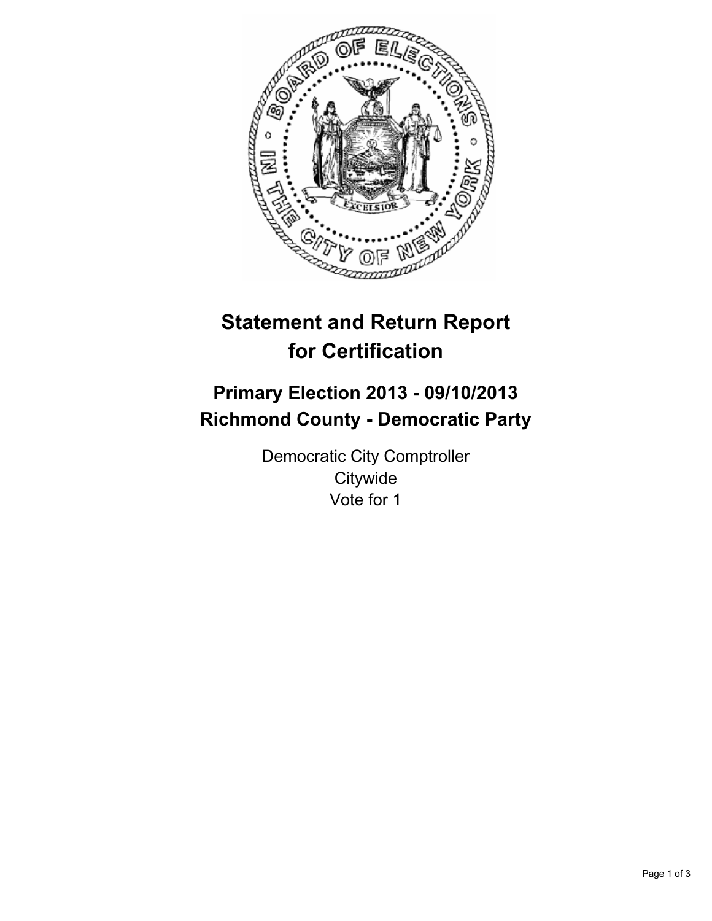# Statement and Return Report for Certification

## Primary Election 2013 - 09/10/2013
## Richmond County - Democratic Party

Democratic City Comptroller
Citywide
Vote for 1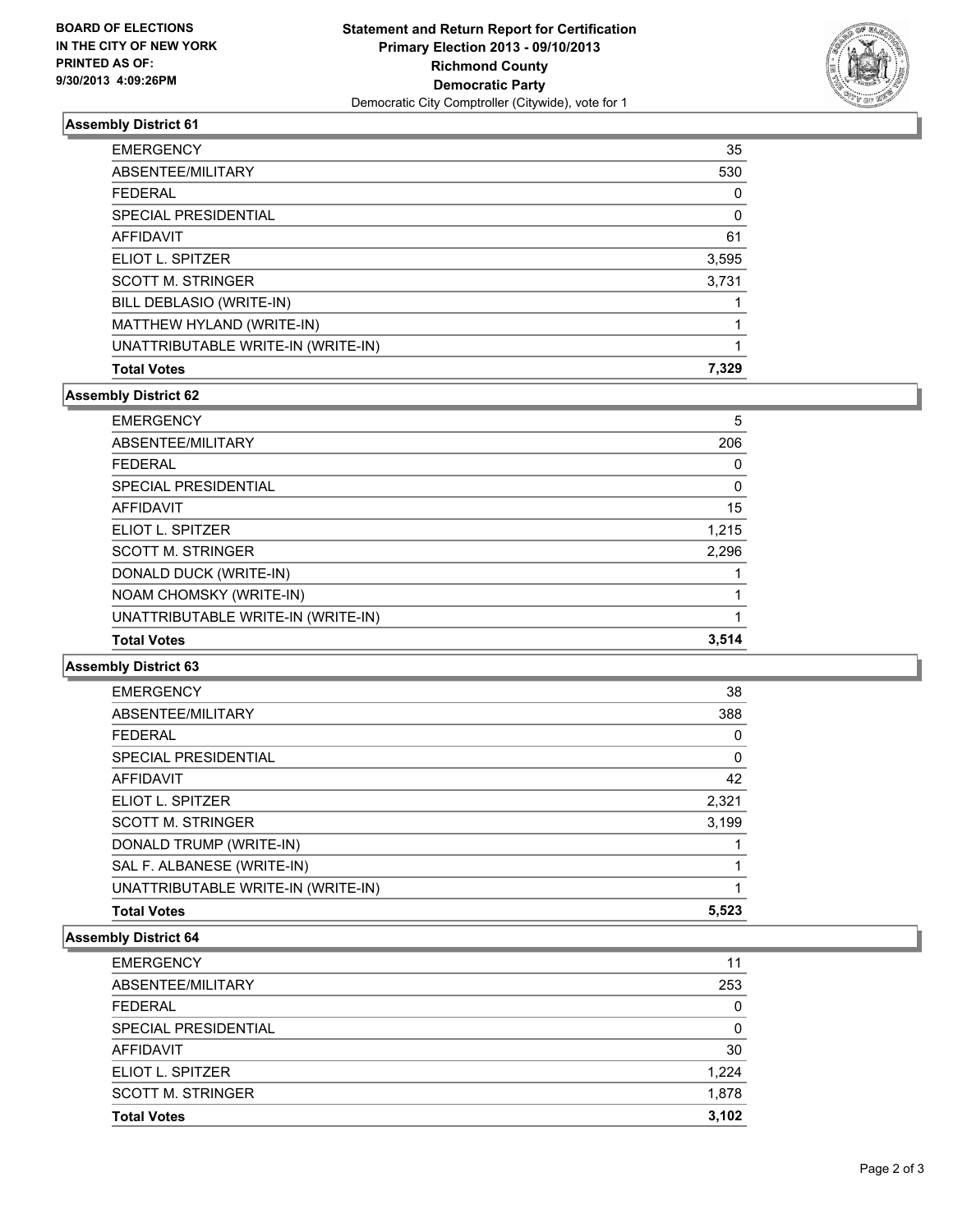BOARD OF ELECTIONS
IN THE CITY OF NEW YORK
PRINTED AS OF:
9/30/2013 4:09:26PM

**Statement and Return Report for Certification**
**Primary Election 2013 - 09/10/2013**
**Richmond County**
**Democratic Party**
Democratic City Comptroller (Citywide), vote for 1

### Assembly District 61

| | |
|---|---|
| EMERGENCY | 35 |
| ABSENTEE/MILITARY | 530 |
| FEDERAL | 0 |
| SPECIAL PRESIDENTIAL | 0 |
| AFFIDAVIT | 61 |
| ELIOT L. SPITZER | 3,595 |
| SCOTT M. STRINGER | 3,731 |
| BILL DEBLASIO (WRITE-IN) | 1 |
| MATTHEW HYLAND (WRITE-IN) | 1 |
| UNATTRIBUTABLE WRITE-IN (WRITE-IN) | 1 |
| **Total Votes** | **7,329** |

### Assembly District 62

| | |
|---|---|
| EMERGENCY | 5 |
| ABSENTEE/MILITARY | 206 |
| FEDERAL | 0 |
| SPECIAL PRESIDENTIAL | 0 |
| AFFIDAVIT | 15 |
| ELIOT L. SPITZER | 1,215 |
| SCOTT M. STRINGER | 2,296 |
| DONALD DUCK (WRITE-IN) | 1 |
| NOAM CHOMSKY (WRITE-IN) | 1 |
| UNATTRIBUTABLE WRITE-IN (WRITE-IN) | 1 |
| **Total Votes** | **3,514** |

### Assembly District 63

| | |
|---|---|
| EMERGENCY | 38 |
| ABSENTEE/MILITARY | 388 |
| FEDERAL | 0 |
| SPECIAL PRESIDENTIAL | 0 |
| AFFIDAVIT | 42 |
| ELIOT L. SPITZER | 2,321 |
| SCOTT M. STRINGER | 3,199 |
| DONALD TRUMP (WRITE-IN) | 1 |
| SAL F. ALBANESE (WRITE-IN) | 1 |
| UNATTRIBUTABLE WRITE-IN (WRITE-IN) | 1 |
| **Total Votes** | **5,523** |

### Assembly District 64

| | |
|---|---|
| EMERGENCY | 11 |
| ABSENTEE/MILITARY | 253 |
| FEDERAL | 0 |
| SPECIAL PRESIDENTIAL | 0 |
| AFFIDAVIT | 30 |
| ELIOT L. SPITZER | 1,224 |
| SCOTT M. STRINGER | 1,878 |
| **Total Votes** | **3,102** |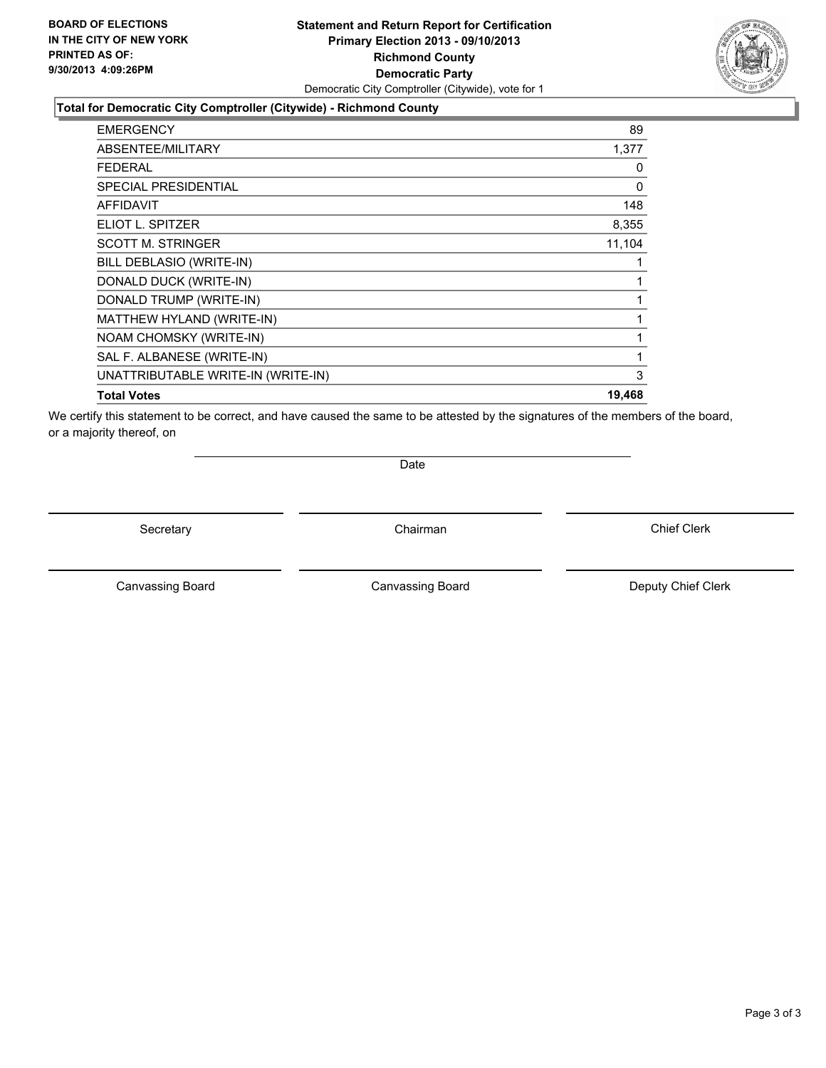**BOARD OF ELECTIONS**
**IN THE CITY OF NEW YORK**
**PRINTED AS OF:**
**9/30/2013 4:09:26PM**

**Statement and Return Report for Certification**
**Primary Election 2013 - 09/10/2013**
**Richmond County**
**Democratic Party**
Democratic City Comptroller (Citywide), vote for 1

### Total for Democratic City Comptroller (Citywide) - Richmond County

| | |
|---|---|
| EMERGENCY | 89 |
| ABSENTEE/MILITARY | 1,377 |
| FEDERAL | 0 |
| SPECIAL PRESIDENTIAL | 0 |
| AFFIDAVIT | 148 |
| ELIOT L. SPITZER | 8,355 |
| SCOTT M. STRINGER | 11,104 |
| BILL DEBLASIO (WRITE-IN) | 1 |
| DONALD DUCK (WRITE-IN) | 1 |
| DONALD TRUMP (WRITE-IN) | 1 |
| MATTHEW HYLAND (WRITE-IN) | 1 |
| NOAM CHOMSKY (WRITE-IN) | 1 |
| SAL F. ALBANESE (WRITE-IN) | 1 |
| UNATTRIBUTABLE WRITE-IN (WRITE-IN) | 3 |
| **Total Votes** | **19,468** |

We certify this statement to be correct, and have caused the same to be attested by the signatures of the members of the board, or a majority thereof, on

Date

Secretary | Chairman | Chief Clerk

Canvassing Board | Canvassing Board | Deputy Chief Clerk